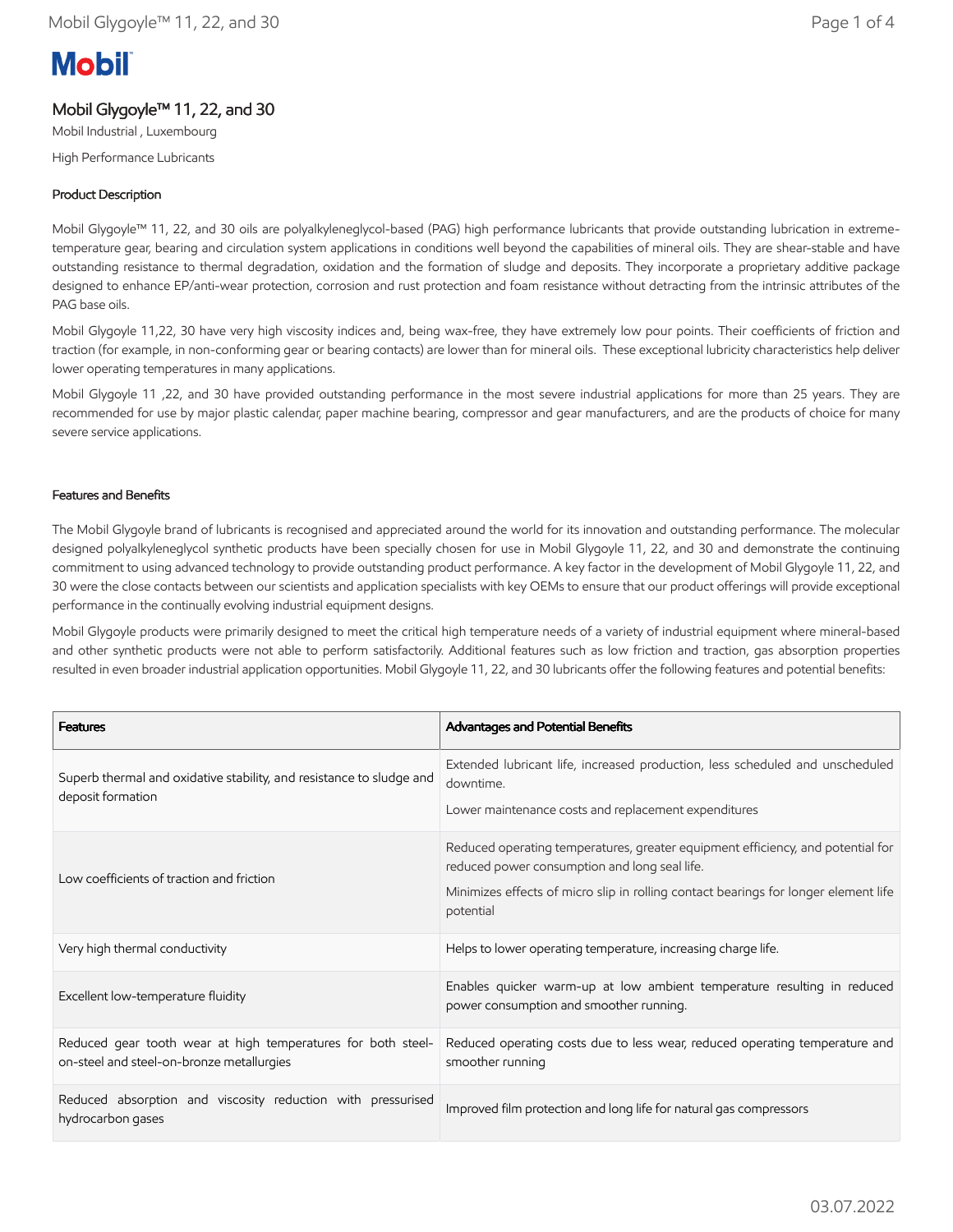# Mobil Glygoyle™ 11, 22, and 30

Mobil Industrial , Luxembourg

High Performance Lubricants

## Product Description

Mobil Glygoyle™ 11, 22, and 30 oils are polyalkyleneglycol-based (PAG) high performance lubricants that provide outstanding lubrication in extreme-temperature gear, bearing and circulation system applications in conditions well beyond the capabilities of mineral oils. They are shear-stable and have outstanding resistance to thermal degradation, oxidation and the formation of sludge and deposits. They incorporate a proprietary additive package designed to enhance EP/anti-wear protection, corrosion and rust protection and foam resistance without detracting from the intrinsic attributes of the PAG base oils.

Mobil Glygoyle 11,22, 30 have very high viscosity indices and, being wax-free, they have extremely low pour points. Their coefficients of friction and traction (for example, in non-conforming gear or bearing contacts) are lower than for mineral oils. These exceptional lubricity characteristics help deliver lower operating temperatures in many applications.

Mobil Glygoyle 11 ,22, and 30 have provided outstanding performance in the most severe industrial applications for more than 25 years. They are recommended for use by major plastic calendar, paper machine bearing, compressor and gear manufacturers, and are the products of choice for many severe service applications.

## Features and Benefits

The Mobil Glygoyle brand of lubricants is recognised and appreciated around the world for its innovation and outstanding performance. The molecular designed polyalkyleneglycol synthetic products have been specially chosen for use in Mobil Glygoyle 11, 22, and 30 and demonstrate the continuing commitment to using advanced technology to provide outstanding product performance. A key factor in the development of Mobil Glygoyle 11, 22, and 30 were the close contacts between our scientists and application specialists with key OEMs to ensure that our product offerings will provide exceptional performance in the continually evolving industrial equipment designs.

Mobil Glygoyle products were primarily designed to meet the critical high temperature needs of a variety of industrial equipment where mineral-based and other synthetic products were not able to perform satisfactorily. Additional features such as low friction and traction, gas absorption properties resulted in even broader industrial application opportunities. Mobil Glygoyle 11, 22, and 30 lubricants offer the following features and potential benefits:

| Features | Advantages and Potential Benefits |
|---|---|
| Superb thermal and oxidative stability, and resistance to sludge and deposit formation | Extended lubricant life, increased production, less scheduled and unscheduled downtime.<br>Lower maintenance costs and replacement expenditures |
| Low coefficients of traction and friction | Reduced operating temperatures, greater equipment efficiency, and potential for reduced power consumption and long seal life.<br>Minimizes effects of micro slip in rolling contact bearings for longer element life potential |
| Very high thermal conductivity | Helps to lower operating temperature, increasing charge life. |
| Excellent low-temperature fluidity | Enables quicker warm-up at low ambient temperature resulting in reduced power consumption and smoother running. |
| Reduced gear tooth wear at high temperatures for both steel-on-steel and steel-on-bronze metallurgies | Reduced operating costs due to less wear, reduced operating temperature and smoother running |
| Reduced absorption and viscosity reduction with pressurised hydrocarbon gases | Improved film protection and long life for natural gas compressors |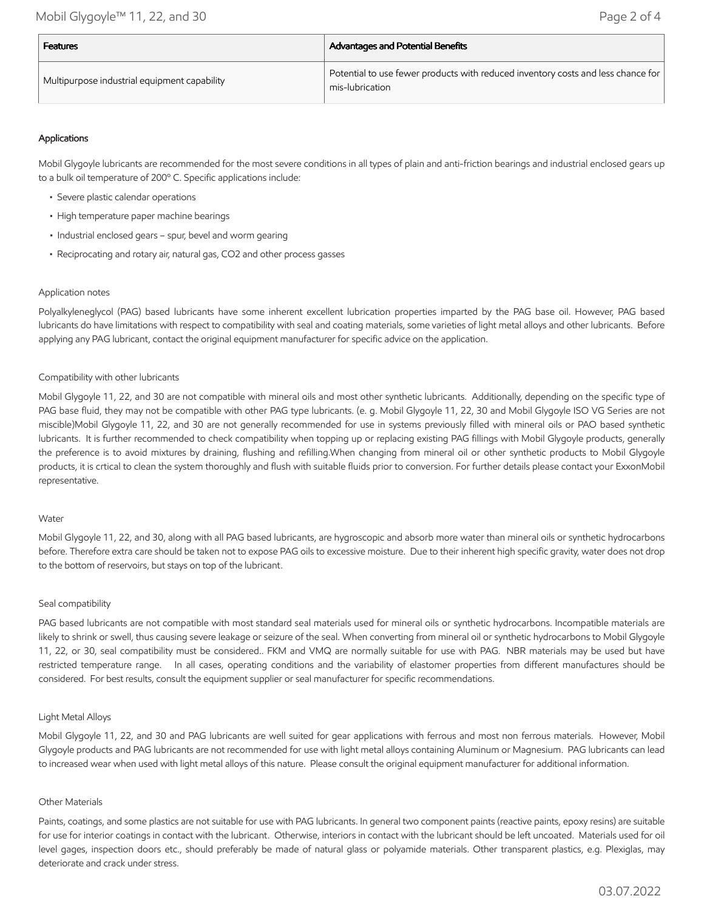| Features | Advantages and Potential Benefits |
| --- | --- |
| Multipurpose industrial equipment capability | Potential to use fewer products with reduced inventory costs and less chance for mis-lubrication |

### Applications

Mobil Glygoyle lubricants are recommended for the most severe conditions in all types of plain and anti-friction bearings and industrial enclosed gears up to a bulk oil temperature of 200° C. Specific applications include:

- Severe plastic calendar operations
- High temperature paper machine bearings
- Industrial enclosed gears – spur, bevel and worm gearing
- Reciprocating and rotary air, natural gas, $CO_2$ and other process gasses

#### Application notes

Polyalkyleneglycol (PAG) based lubricants have some inherent excellent lubrication properties imparted by the PAG base oil. However, PAG based lubricants do have limitations with respect to compatibility with seal and coating materials, some varieties of light metal alloys and other lubricants. Before applying any PAG lubricant, contact the original equipment manufacturer for specific advice on the application.

#### Compatibility with other lubricants

Mobil Glygoyle 11, 22, and 30 are not compatible with mineral oils and most other synthetic lubricants. Additionally, depending on the specific type of PAG base fluid, they may not be compatible with other PAG type lubricants. (e. g. Mobil Glygoyle 11, 22, 30 and Mobil Glygoyle ISO VG Series are not miscible)Mobil Glygoyle 11, 22, and 30 are not generally recommended for use in systems previously filled with mineral oils or PAO based synthetic lubricants. It is further recommended to check compatibility when topping up or replacing existing PAG fillings with Mobil Glygoyle products, generally the preference is to avoid mixtures by draining, flushing and refilling.When changing from mineral oil or other synthetic products to Mobil Glygoyle products, it is crtical to clean the system thoroughly and flush with suitable fluids prior to conversion. For further details please contact your ExxonMobil representative.

#### Water

Mobil Glygoyle 11, 22, and 30, along with all PAG based lubricants, are hygroscopic and absorb more water than mineral oils or synthetic hydrocarbons before. Therefore extra care should be taken not to expose PAG oils to excessive moisture. Due to their inherent high specific gravity, water does not drop to the bottom of reservoirs, but stays on top of the lubricant.

#### Seal compatibility

PAG based lubricants are not compatible with most standard seal materials used for mineral oils or synthetic hydrocarbons. Incompatible materials are likely to shrink or swell, thus causing severe leakage or seizure of the seal. When converting from mineral oil or synthetic hydrocarbons to Mobil Glygoyle 11, 22, or 30, seal compatibility must be considered.. FKM and VMQ are normally suitable for use with PAG. NBR materials may be used but have restricted temperature range. In all cases, operating conditions and the variability of elastomer properties from different manufactures should be considered. For best results, consult the equipment supplier or seal manufacturer for specific recommendations.

#### Light Metal Alloys

Mobil Glygoyle 11, 22, and 30 and PAG lubricants are well suited for gear applications with ferrous and most non ferrous materials. However, Mobil Glygoyle products and PAG lubricants are not recommended for use with light metal alloys containing Aluminum or Magnesium. PAG lubricants can lead to increased wear when used with light metal alloys of this nature. Please consult the original equipment manufacturer for additional information.

#### Other Materials

Paints, coatings, and some plastics are not suitable for use with PAG lubricants. In general two component paints (reactive paints, epoxy resins) are suitable for use for interior coatings in contact with the lubricant. Otherwise, interiors in contact with the lubricant should be left uncoated. Materials used for oil level gages, inspection doors etc., should preferably be made of natural glass or polyamide materials. Other transparent plastics, e.g. Plexiglas, may deteriorate and crack under stress.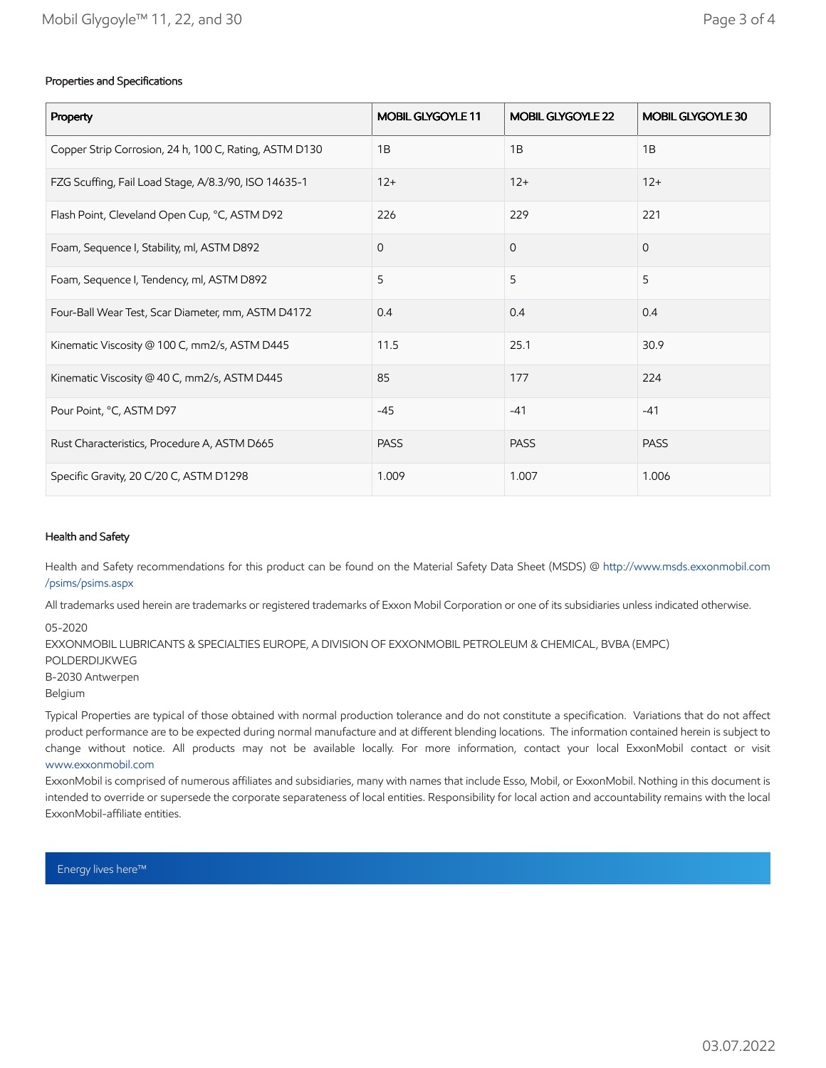### Properties and Specifications

| Property | MOBIL GLYGOYLE 11 | MOBIL GLYGOYLE 22 | MOBIL GLYGOYLE 30 |
|---|---|---|---|
| Copper Strip Corrosion, 24 h, 100 C, Rating, ASTM D130 | 1B | 1B | 1B |
| FZG Scuffing, Fail Load Stage, A/8.3/90, ISO 14635-1 | 12+ | 12+ | 12+ |
| Flash Point, Cleveland Open Cup, °C, ASTM D92 | 226 | 229 | 221 |
| Foam, Sequence I, Stability, ml, ASTM D892 | 0 | 0 | 0 |
| Foam, Sequence I, Tendency, ml, ASTM D892 | 5 | 5 | 5 |
| Four-Ball Wear Test, Scar Diameter, mm, ASTM D4172 | 0.4 | 0.4 | 0.4 |
| Kinematic Viscosity @ 100 C, mm2/s, ASTM D445 | 11.5 | 25.1 | 30.9 |
| Kinematic Viscosity @ 40 C, mm2/s, ASTM D445 | 85 | 177 | 224 |
| Pour Point, °C, ASTM D97 | -45 | -41 | -41 |
| Rust Characteristics, Procedure A, ASTM D665 | PASS | PASS | PASS |
| Specific Gravity, 20 C/20 C, ASTM D1298 | 1.009 | 1.007 | 1.006 |

### Health and Safety

Health and Safety recommendations for this product can be found on the Material Safety Data Sheet (MSDS) @ http://www.msds.exxonmobil.com/psims/psims.aspx

All trademarks used herein are trademarks or registered trademarks of Exxon Mobil Corporation or one of its subsidiaries unless indicated otherwise.

05-2020
EXXONMOBIL LUBRICANTS & SPECIALTIES EUROPE, A DIVISION OF EXXONMOBIL PETROLEUM & CHEMICAL, BVBA (EMPC)
POLDERDIJKWEG
B-2030 Antwerpen
Belgium

Typical Properties are typical of those obtained with normal production tolerance and do not constitute a specification. Variations that do not affect product performance are to be expected during normal manufacture and at different blending locations. The information contained herein is subject to change without notice. All products may not be available locally. For more information, contact your local ExxonMobil contact or visit www.exxonmobil.com

ExxonMobil is comprised of numerous affiliates and subsidiaries, many with names that include Esso, Mobil, or ExxonMobil. Nothing in this document is intended to override or supersede the corporate separateness of local entities. Responsibility for local action and accountability remains with the local ExxonMobil-affiliate entities.

Energy lives here™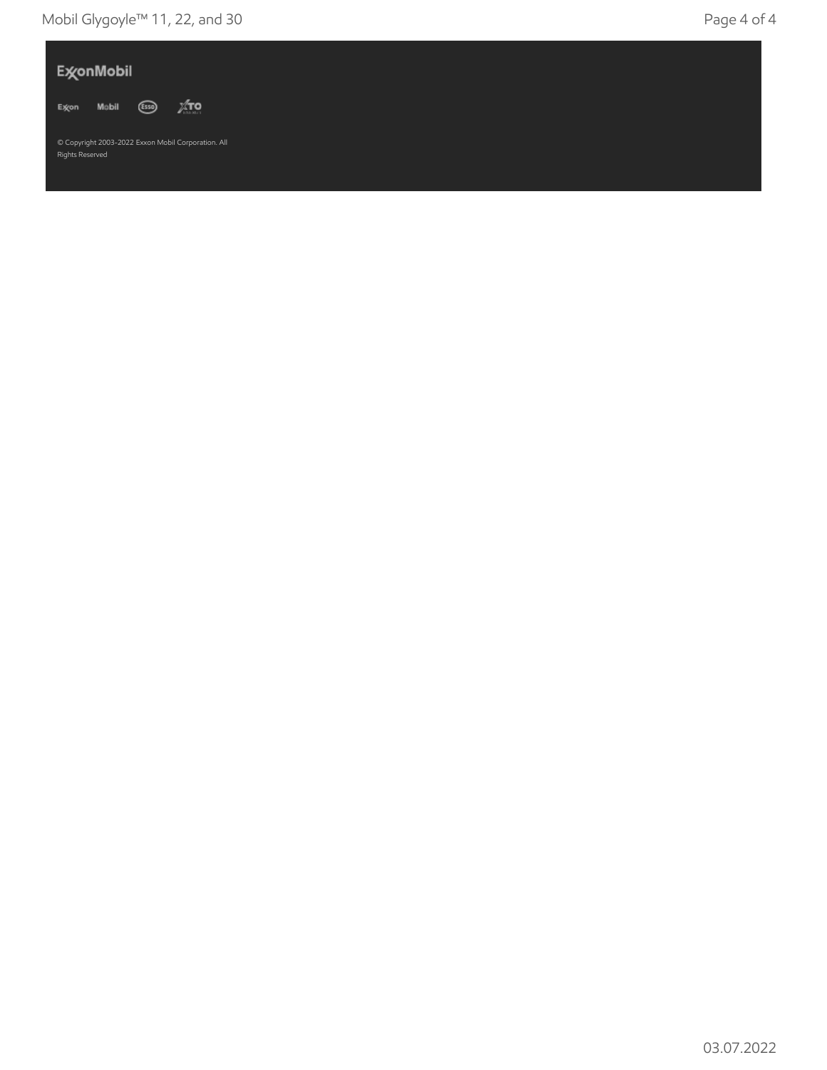ExxonMobil

Exxon Mobil Esso XTO

© Copyright 2003-2022 Exxon Mobil Corporation. All Rights Reserved